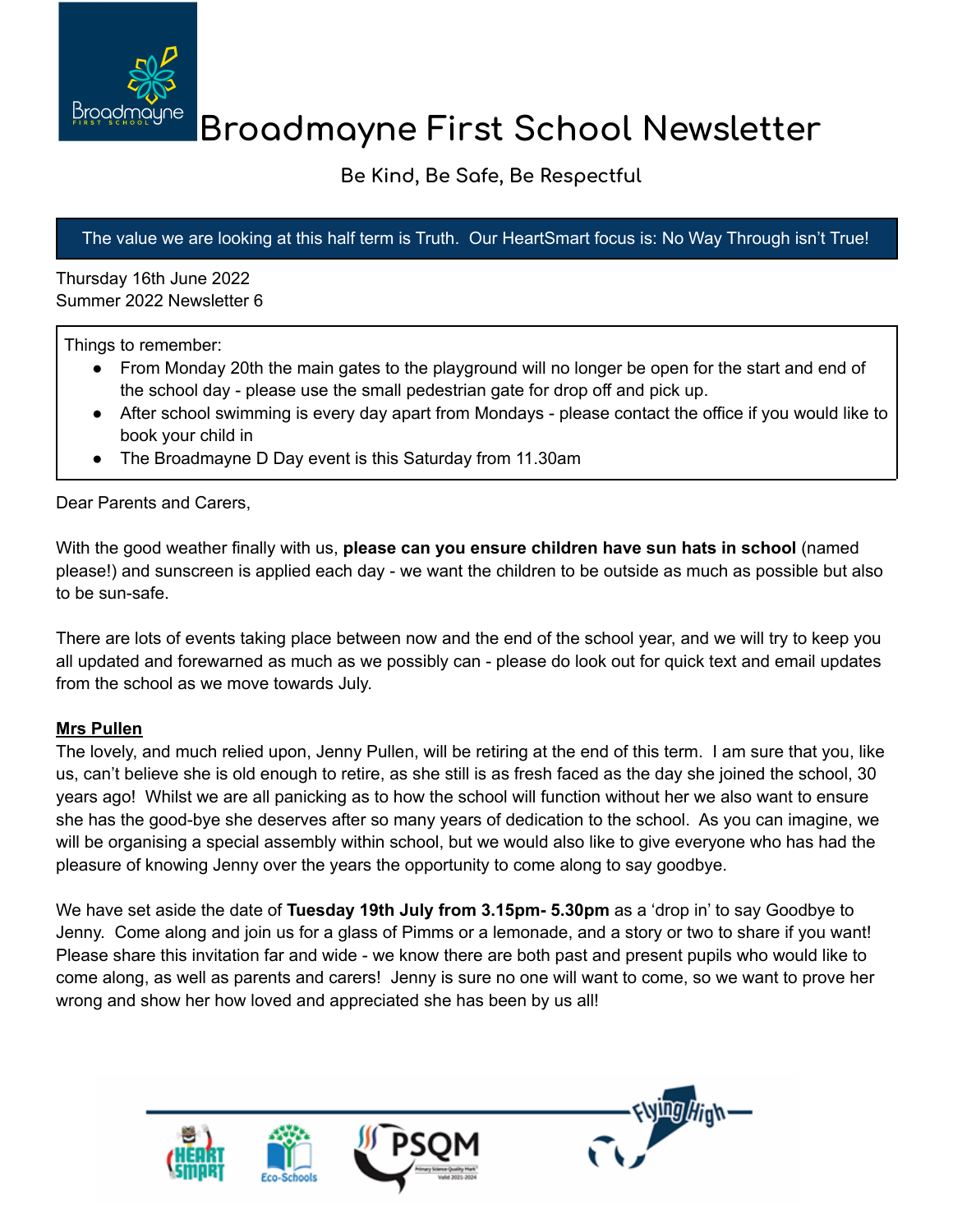# Broadmayne First School Newsletter

**Be Kind, Be Safe, Be Respectful**

The value we are looking at this half term is Truth. Our HeartSmart focus is: No Way Through isn't True!

Thursday 16th June 2022
Summer 2022 Newsletter 6

Things to remember:

- From Monday 20th the main gates to the playground will no longer be open for the start and end of the school day - please use the small pedestrian gate for drop off and pick up.
- After school swimming is every day apart from Mondays - please contact the office if you would like to book your child in
- The Broadmayne D Day event is this Saturday from 11.30am

Dear Parents and Carers,

With the good weather finally with us, **please can you ensure children have sun hats in school** (named please!) and sunscreen is applied each day - we want the children to be outside as much as possible but also to be sun-safe.

There are lots of events taking place between now and the end of the school year, and we will try to keep you all updated and forewarned as much as we possibly can - please do look out for quick text and email updates from the school as we move towards July.

## Mrs Pullen

The lovely, and much relied upon, Jenny Pullen, will be retiring at the end of this term. I am sure that you, like us, can't believe she is old enough to retire, as she still is as fresh faced as the day she joined the school, 30 years ago! Whilst we are all panicking as to how the school will function without her we also want to ensure she has the good-bye she deserves after so many years of dedication to the school. As you can imagine, we will be organising a special assembly within school, but we would also like to give everyone who has had the pleasure of knowing Jenny over the years the opportunity to come along to say goodbye.

We have set aside the date of **Tuesday 19th July from 3.15pm- 5.30pm** as a 'drop in' to say Goodbye to Jenny. Come along and join us for a glass of Pimms or a lemonade, and a story or two to share if you want! Please share this invitation far and wide - we know there are both past and present pupils who would like to come along, as well as parents and carers! Jenny is sure no one will want to come, so we want to prove her wrong and show her how loved and appreciated she has been by us all!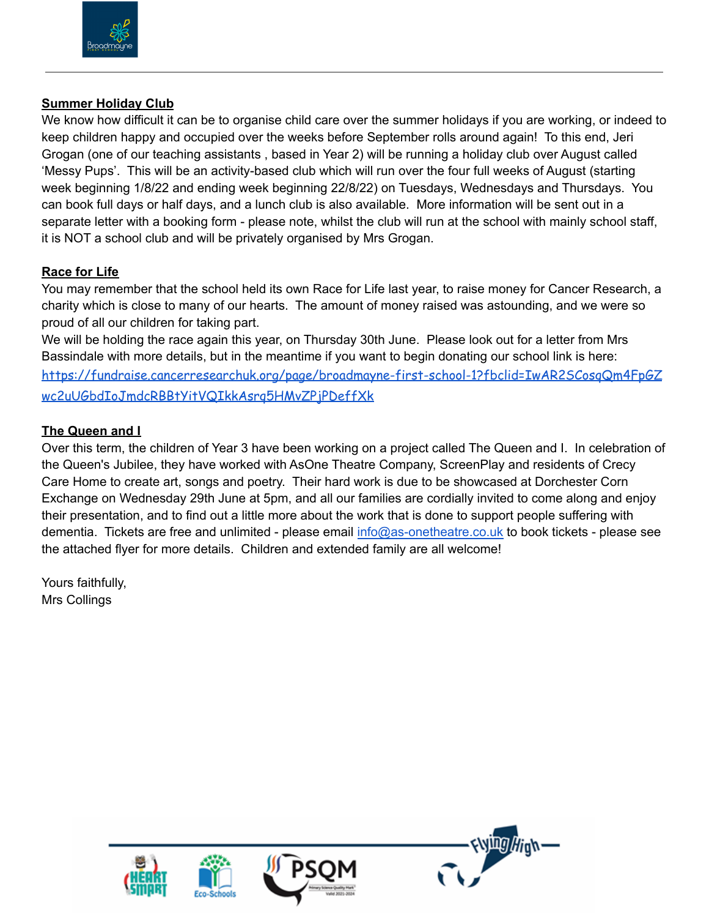## Summer Holiday Club

We know how difficult it can be to organise child care over the summer holidays if you are working, or indeed to keep children happy and occupied over the weeks before September rolls around again! To this end, Jeri Grogan (one of our teaching assistants , based in Year 2) will be running a holiday club over August called 'Messy Pups'. This will be an activity-based club which will run over the four full weeks of August (starting week beginning 1/8/22 and ending week beginning 22/8/22) on Tuesdays, Wednesdays and Thursdays. You can book full days or half days, and a lunch club is also available. More information will be sent out in a separate letter with a booking form - please note, whilst the club will run at the school with mainly school staff, it is NOT a school club and will be privately organised by Mrs Grogan.

## Race for Life

You may remember that the school held its own Race for Life last year, to raise money for Cancer Research, a charity which is close to many of our hearts. The amount of money raised was astounding, and we were so proud of all our children for taking part.

We will be holding the race again this year, on Thursday 30th June. Please look out for a letter from Mrs Bassindale with more details, but in the meantime if you want to begin donating our school link is here: https://fundraise.cancerresearchuk.org/page/broadmayne-first-school-1?fbclid=IwAR2SCosqQm4FpGZwc2uUGbdIoJmdcRBBtYitVQIkkAsrq5HMvZPjPDeffXk

## The Queen and I

Over this term, the children of Year 3 have been working on a project called The Queen and I. In celebration of the Queen's Jubilee, they have worked with AsOne Theatre Company, ScreenPlay and residents of Crecy Care Home to create art, songs and poetry. Their hard work is due to be showcased at Dorchester Corn Exchange on Wednesday 29th June at 5pm, and all our families are cordially invited to come along and enjoy their presentation, and to find out a little more about the work that is done to support people suffering with dementia. Tickets are free and unlimited - please email info@as-onetheatre.co.uk to book tickets - please see the attached flyer for more details. Children and extended family are all welcome!

Yours faithfully,
Mrs Collings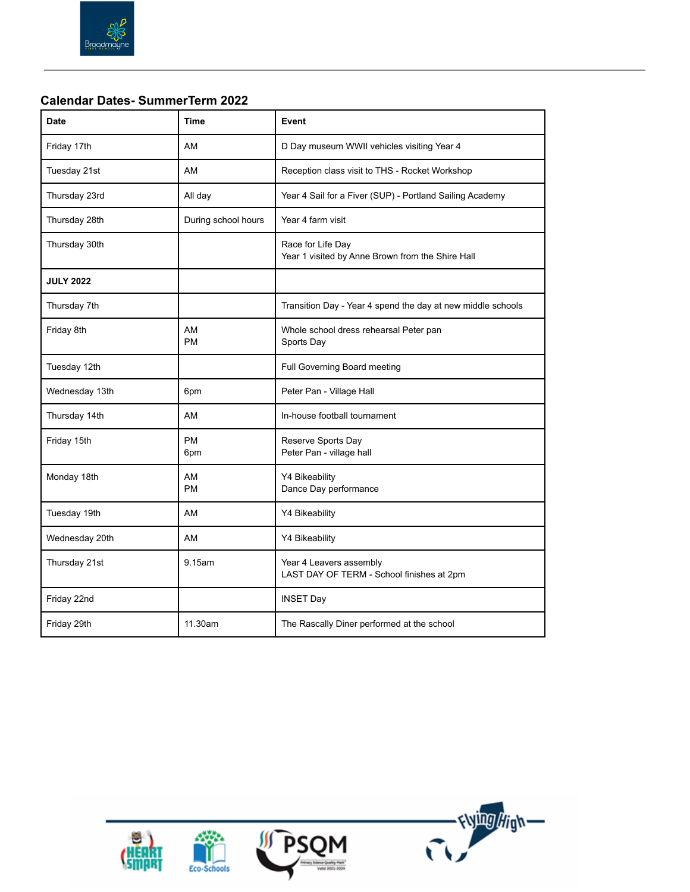## Calendar Dates- SummerTerm 2022

| Date | Time | Event |
|---|---|---|
| Friday 17th | AM | D Day museum WWII vehicles visiting Year 4 |
| Tuesday 21st | AM | Reception class visit to THS - Rocket Workshop |
| Thursday 23rd | All day | Year 4 Sail for a Fiver (SUP) - Portland Sailing Academy |
| Thursday 28th | During school hours | Year 4 farm visit |
| Thursday 30th | | Race for Life Day<br>Year 1 visited by Anne Brown from the Shire Hall |
| **JULY 2022** | | |
| Thursday 7th | | Transition Day - Year 4 spend the day at new middle schools |
| Friday 8th | AM<br>PM | Whole school dress rehearsal Peter pan<br>Sports Day |
| Tuesday 12th | | Full Governing Board meeting |
| Wednesday 13th | 6pm | Peter Pan - Village Hall |
| Thursday 14th | AM | In-house football tournament |
| Friday 15th | PM<br>6pm | Reserve Sports Day<br>Peter Pan - village hall |
| Monday 18th | AM<br>PM | Y4 Bikeability<br>Dance Day performance |
| Tuesday 19th | AM | Y4 Bikeability |
| Wednesday 20th | AM | Y4 Bikeability |
| Thursday 21st | 9.15am | Year 4 Leavers assembly<br>LAST DAY OF TERM - School finishes at 2pm |
| Friday 22nd | | INSET Day |
| Friday 29th | 11.30am | The Rascally Diner performed at the school |